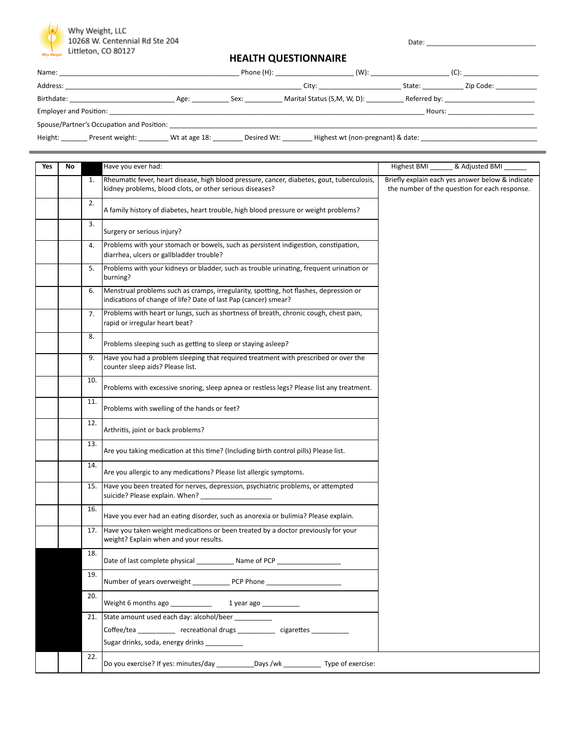Why Weight, LLC
10268 W. Centennial Rd Ste 204
Littleton, CO 80127

Date: ___________________________

# HEALTH QUESTIONNAIRE

Name: ______________________________________________ Phone (H): ____________________ (W): ____________________ (C): ____________________

Address: ____________________________________________________________ City: ____________________ State: __________ Zip Code: __________

Birthdate: __________________________ Age: __________ Sex: __________ Marital Status (S,M, W, D): __________ Referred by: ________________________

Employer and Position: ____________________________________________________________________________ Hours: ______________________

Spouse/Partner's Occupation and Position: ____________________________________________________________________________________

Height: _______ Present weight: ________ Wt at age 18: ________ Desired Wt: ________ Highest wt (non-pregnant) & date: ______________________________

| Yes | No | | Have you ever had: | Highest BMI ______ & Adjusted BMI ______ |
|---|---|---|---|---|
| | | 1. | Rheumatic fever, heart disease, high blood pressure, cancer, diabetes, gout, tuberculosis, kidney problems, blood clots, or other serious diseases? | Briefly explain each yes answer below & indicate the number of the question for each response. |
| | | 2. | A family history of diabetes, heart trouble, high blood pressure or weight problems? | |
| | | 3. | Surgery or serious injury? | |
| | | 4. | Problems with your stomach or bowels, such as persistent indigestion, constipation, diarrhea, ulcers or gallbladder trouble? | |
| | | 5. | Problems with your kidneys or bladder, such as trouble urinating, frequent urination or burning? | |
| | | 6. | Menstrual problems such as cramps, irregularity, spotting, hot flashes, depression or indications of change of life? Date of last Pap (cancer) smear? | |
| | | 7. | Problems with heart or lungs, such as shortness of breath, chronic cough, chest pain, rapid or irregular heart beat? | |
| | | 8. | Problems sleeping such as getting to sleep or staying asleep? | |
| | | 9. | Have you had a problem sleeping that required treatment with prescribed or over the counter sleep aids? Please list. | |
| | | 10. | Problems with excessive snoring, sleep apnea or restless legs? Please list any treatment. | |
| | | 11. | Problems with swelling of the hands or feet? | |
| | | 12. | Arthritis, joint or back problems? | |
| | | 13. | Are you taking medication at this time? (Including birth control pills) Please list. | |
| | | 14. | Are you allergic to any medications? Please list allergic symptoms. | |
| | | 15. | Have you been treated for nerves, depression, psychiatric problems, or attempted suicide? Please explain. When? ___________________ | |
| | | 16. | Have you ever had an eating disorder, such as anorexia or bulimia? Please explain. | |
| | | 17. | Have you taken weight medications or been treated by a doctor previously for your weight? Explain when and your results. | |
| | | 18. | Date of last complete physical __________ Name of PCP ________________ | |
| | | 19. | Number of years overweight __________ PCP Phone ___________________ | |
| | | 20. | Weight 6 months ago ___________ 1 year ago __________ | |
| | | 21. | State amount used each day: alcohol/beer _________ Coffee/tea _________ recreational drugs _________ cigarettes __________ Sugar drinks, soda, energy drinks __________ | |
| | | 22. | Do you exercise? If yes: minutes/day __________Days /wk __________ Type of exercise: | |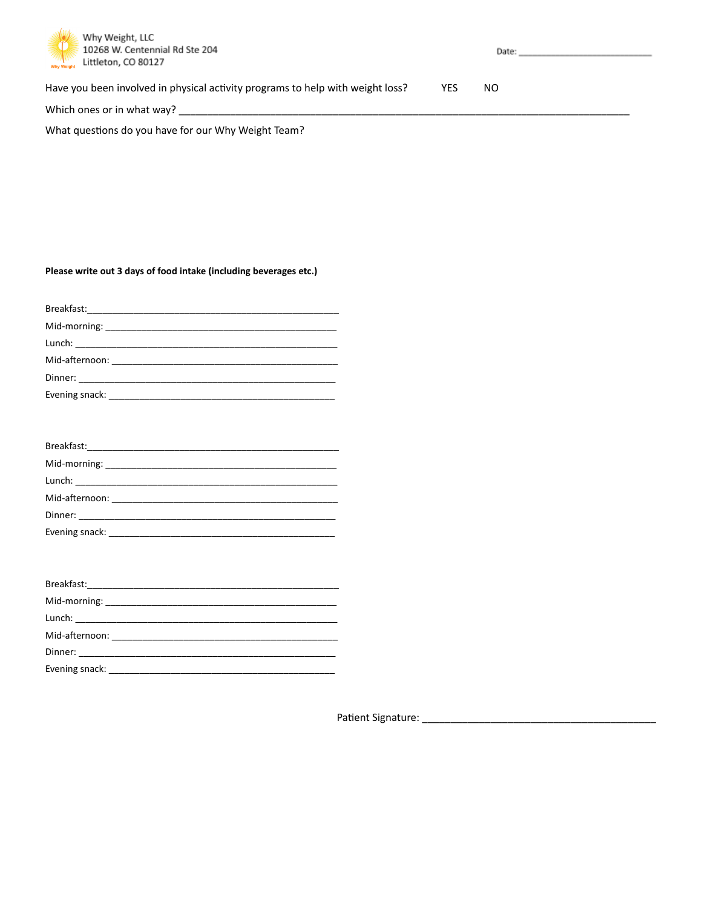Why Weight, LLC
10268 W. Centennial Rd Ste 204
Littleton, CO 80127

Date: ___________________________

Have you been involved in physical activity programs to help with weight loss? YES NO

Which ones or in what way? ___________________________________________________________________________

What questions do you have for our Why Weight Team?

**Please write out 3 days of food intake (including beverages etc.)**

Breakfast:_______________________________________________

Mid-morning: ____________________________________________

Lunch: _________________________________________________

Mid-afternoon: ___________________________________________

Dinner: ________________________________________________

Evening snack: ___________________________________________

Breakfast:_______________________________________________

Mid-morning: ____________________________________________

Lunch: _________________________________________________

Mid-afternoon: ___________________________________________

Dinner: ________________________________________________

Evening snack: ___________________________________________

Breakfast:_______________________________________________

Mid-morning: ____________________________________________

Lunch: _________________________________________________

Mid-afternoon: ___________________________________________

Dinner: ________________________________________________

Evening snack: ___________________________________________

Patient Signature: ________________________________________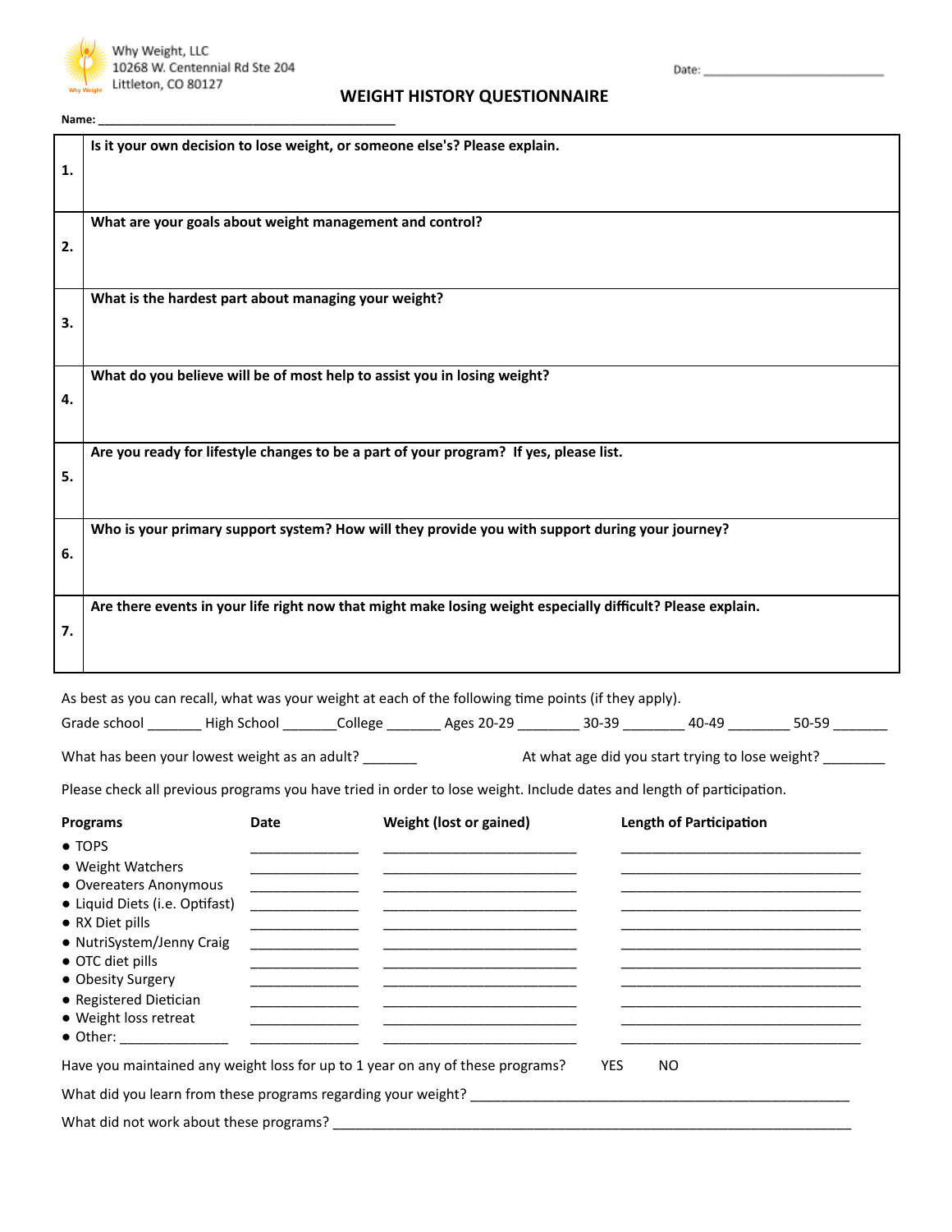Why Weight, LLC
10268 W. Centennial Rd Ste 204
Littleton, CO 80127

Date: ____________________________

# WEIGHT HISTORY QUESTIONNAIRE

**Name:** ____________________________________________

| | |
|---|---|
| **1.** | **Is it your own decision to lose weight, or someone else's? Please explain.** |
| **2.** | **What are your goals about weight management and control?** |
| **3.** | **What is the hardest part about managing your weight?** |
| **4.** | **What do you believe will be of most help to assist you in losing weight?** |
| **5.** | **Are you ready for lifestyle changes to be a part of your program? If yes, please list.** |
| **6.** | **Who is your primary support system? How will they provide you with support during your journey?** |
| **7.** | **Are there events in your life right now that might make losing weight especially difficult? Please explain.** |

As best as you can recall, what was your weight at each of the following time points (if they apply).

Grade school _______ High School _______College _______ Ages 20-29 ________ 30-39 ________ 40-49 ________ 50-59 _______

What has been your lowest weight as an adult? _______ At what age did you start trying to lose weight? ________

Please check all previous programs you have tried in order to lose weight. Include dates and length of participation.

| **Programs** | **Date** | **Weight (lost or gained)** | **Length of Participation** |
|---|---|---|---|
| ● TOPS | ______________ | __________________________ | ________________________________ |
| ● Weight Watchers | ______________ | __________________________ | ________________________________ |
| ● Overeaters Anonymous | ______________ | __________________________ | ________________________________ |
| ● Liquid Diets (i.e. Optifast) | ______________ | __________________________ | ________________________________ |
| ● RX Diet pills | ______________ | __________________________ | ________________________________ |
| ● NutriSystem/Jenny Craig | ______________ | __________________________ | ________________________________ |
| ● OTC diet pills | ______________ | __________________________ | ________________________________ |
| ● Obesity Surgery | ______________ | __________________________ | ________________________________ |
| ● Registered Dietician | ______________ | __________________________ | ________________________________ |
| ● Weight loss retreat | ______________ | __________________________ | ________________________________ |
| ● Other: ______________ | ______________ | __________________________ | ________________________________ |

Have you maintained any weight loss for up to 1 year on any of these programs? YES NO

What did you learn from these programs regarding your weight? _____________________________________________________

What did not work about these programs? ______________________________________________________________________